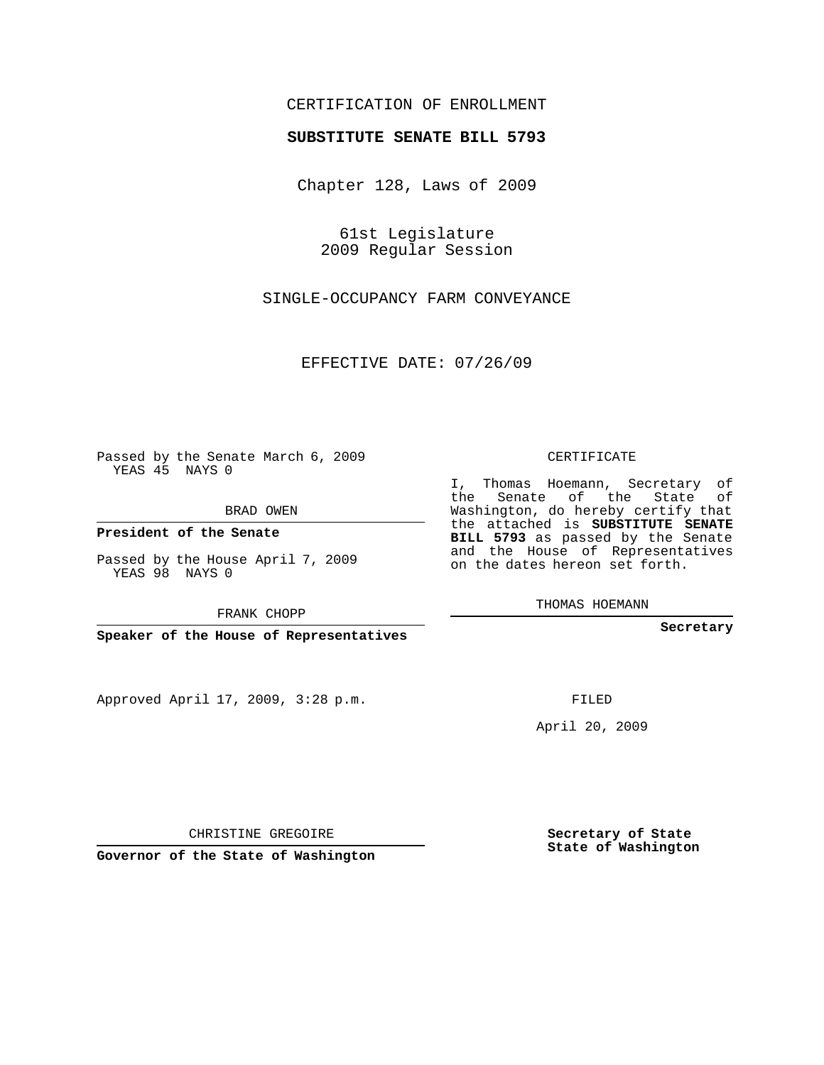CERTIFICATION OF ENROLLMENT

**SUBSTITUTE SENATE BILL 5793**

Chapter 128, Laws of 2009

61st Legislature
2009 Regular Session

SINGLE-OCCUPANCY FARM CONVEYANCE

EFFECTIVE DATE: 07/26/09

Passed by the Senate March 6, 2009
YEAS 45 NAYS 0

BRAD OWEN

**President of the Senate**

Passed by the House April 7, 2009
YEAS 98 NAYS 0

FRANK CHOPP

**Speaker of the House of Representatives**

Approved April 17, 2009, 3:28 p.m.

CHRISTINE GREGOIRE

**Governor of the State of Washington**

CERTIFICATE

I, Thomas Hoemann, Secretary of the Senate of the State of Washington, do hereby certify that the attached is **SUBSTITUTE SENATE BILL 5793** as passed by the Senate and the House of Representatives on the dates hereon set forth.

THOMAS HOEMANN

**Secretary**

FILED

April 20, 2009

**Secretary of State**
**State of Washington**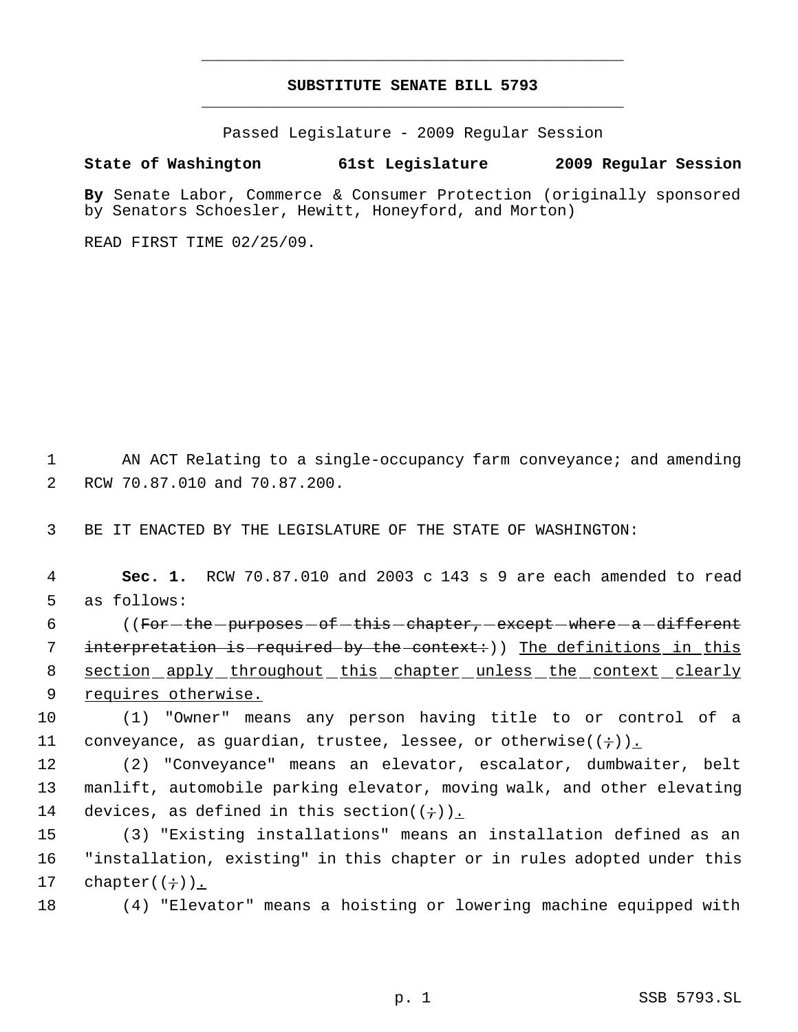**SUBSTITUTE SENATE BILL 5793**

Passed Legislature - 2009 Regular Session

**State of Washington 61st Legislature 2009 Regular Session**

**By** Senate Labor, Commerce & Consumer Protection (originally sponsored by Senators Schoesler, Hewitt, Honeyford, and Morton)

READ FIRST TIME 02/25/09.

1 AN ACT Relating to a single-occupancy farm conveyance; and amending
2 RCW 70.87.010 and 70.87.200.

3 BE IT ENACTED BY THE LEGISLATURE OF THE STATE OF WASHINGTON:

4 **Sec. 1.** RCW 70.87.010 and 2003 c 143 s 9 are each amended to read
5 as follows:
6 ((~~For the purposes of this chapter, except where a different~~
7 ~~interpretation is required by the context:~~)) <u>The definitions in this</u>
8 <u>section apply throughout this chapter unless the context clearly</u>
9 <u>requires otherwise.</u>
10 (1) "Owner" means any person having title to or control of a
11 conveyance, as guardian, trustee, lessee, or otherwise((~~;~~))<u>.</u>
12 (2) "Conveyance" means an elevator, escalator, dumbwaiter, belt
13 manlift, automobile parking elevator, moving walk, and other elevating
14 devices, as defined in this section((~~;~~))<u>.</u>
15 (3) "Existing installations" means an installation defined as an
16 "installation, existing" in this chapter or in rules adopted under this
17 chapter((~~;~~))<u>.</u>
18 (4) "Elevator" means a hoisting or lowering machine equipped with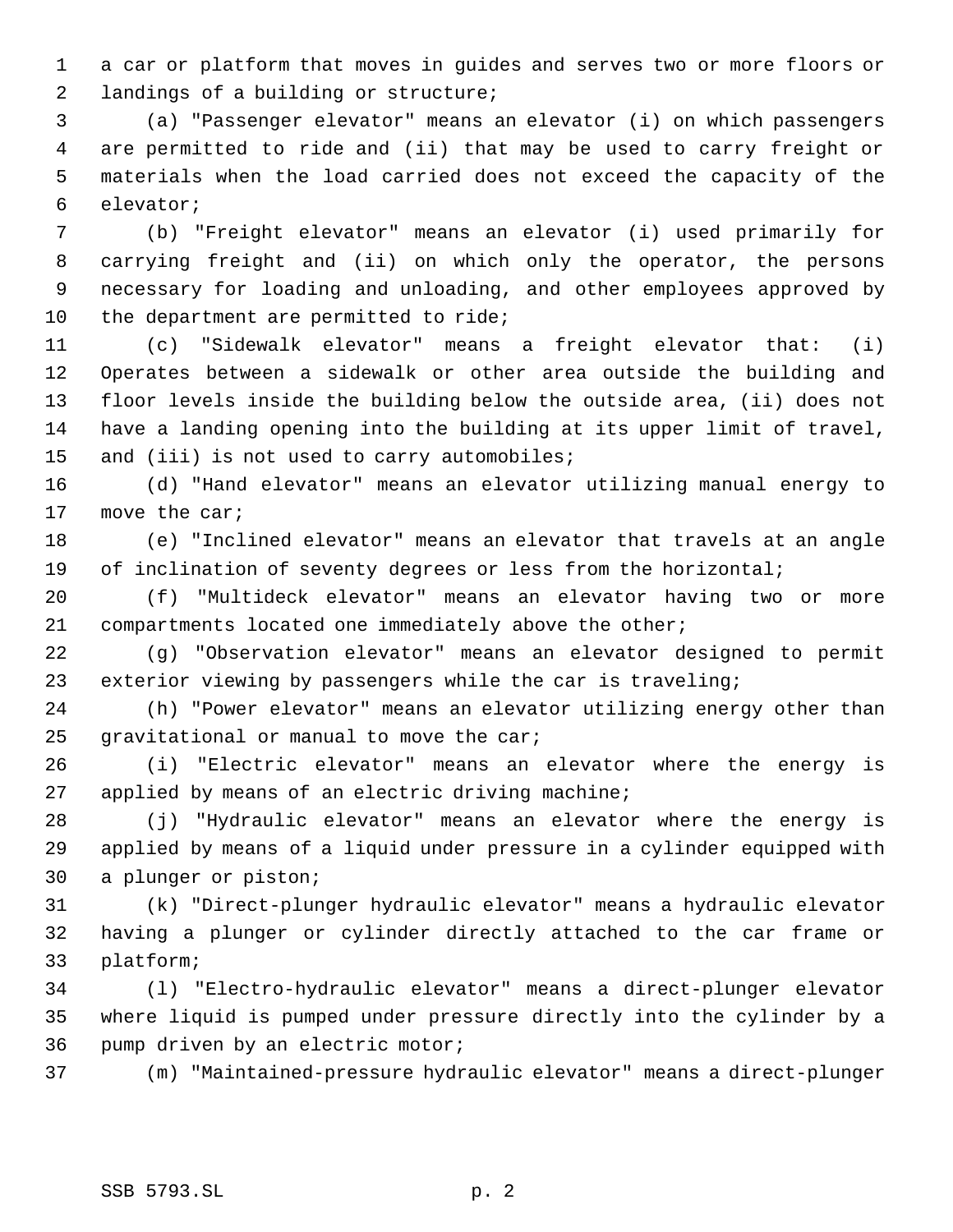a car or platform that moves in guides and serves two or more floors or landings of a building or structure;

(a) "Passenger elevator" means an elevator (i) on which passengers are permitted to ride and (ii) that may be used to carry freight or materials when the load carried does not exceed the capacity of the elevator;

(b) "Freight elevator" means an elevator (i) used primarily for carrying freight and (ii) on which only the operator, the persons necessary for loading and unloading, and other employees approved by the department are permitted to ride;

(c) "Sidewalk elevator" means a freight elevator that: (i) Operates between a sidewalk or other area outside the building and floor levels inside the building below the outside area, (ii) does not have a landing opening into the building at its upper limit of travel, and (iii) is not used to carry automobiles;

(d) "Hand elevator" means an elevator utilizing manual energy to move the car;

(e) "Inclined elevator" means an elevator that travels at an angle of inclination of seventy degrees or less from the horizontal;

(f) "Multideck elevator" means an elevator having two or more compartments located one immediately above the other;

(g) "Observation elevator" means an elevator designed to permit exterior viewing by passengers while the car is traveling;

(h) "Power elevator" means an elevator utilizing energy other than gravitational or manual to move the car;

(i) "Electric elevator" means an elevator where the energy is applied by means of an electric driving machine;

(j) "Hydraulic elevator" means an elevator where the energy is applied by means of a liquid under pressure in a cylinder equipped with a plunger or piston;

(k) "Direct-plunger hydraulic elevator" means a hydraulic elevator having a plunger or cylinder directly attached to the car frame or platform;

(l) "Electro-hydraulic elevator" means a direct-plunger elevator where liquid is pumped under pressure directly into the cylinder by a pump driven by an electric motor;

(m) "Maintained-pressure hydraulic elevator" means a direct-plunger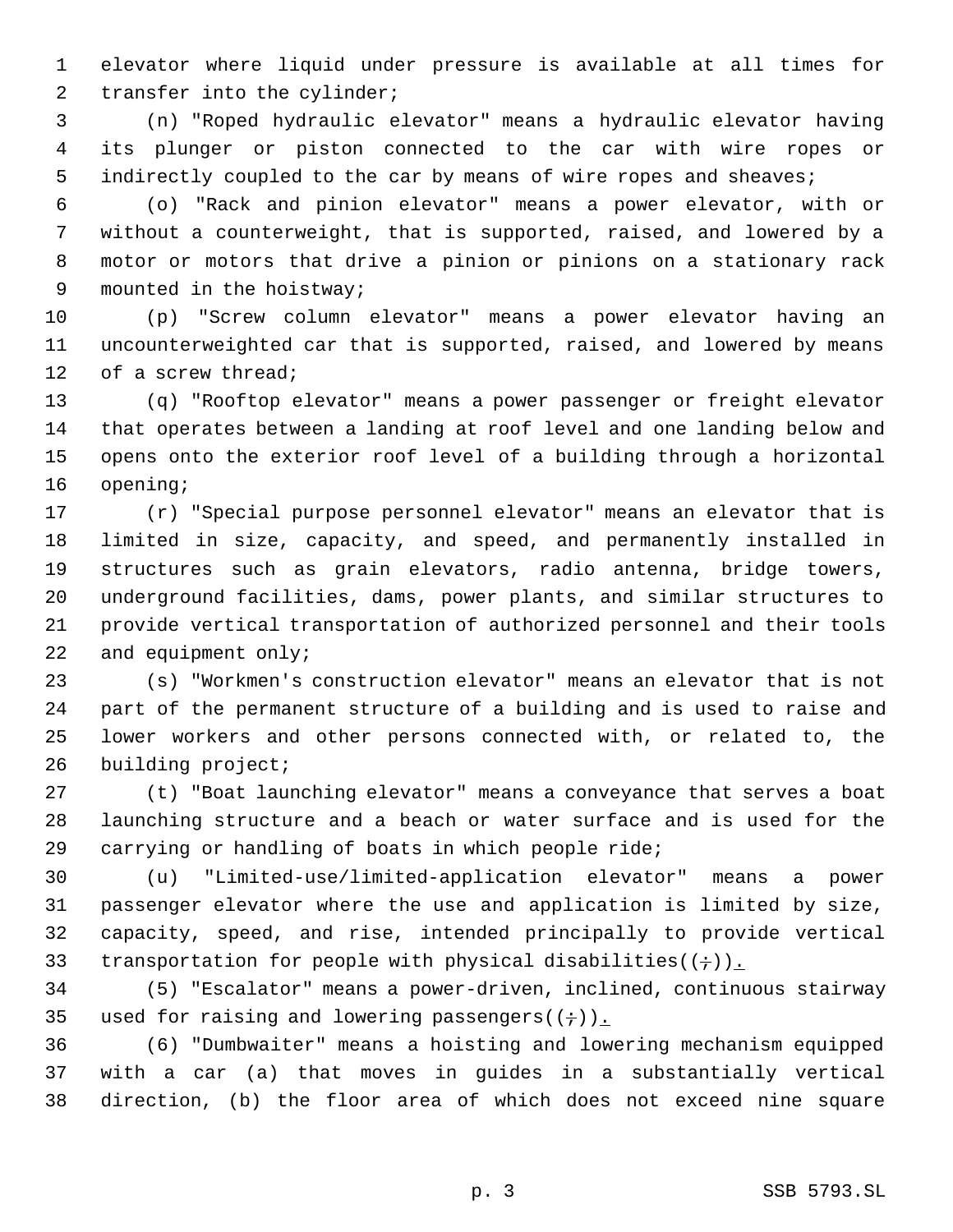elevator where liquid under pressure is available at all times for transfer into the cylinder;

(n) "Roped hydraulic elevator" means a hydraulic elevator having its plunger or piston connected to the car with wire ropes or indirectly coupled to the car by means of wire ropes and sheaves;

(o) "Rack and pinion elevator" means a power elevator, with or without a counterweight, that is supported, raised, and lowered by a motor or motors that drive a pinion or pinions on a stationary rack mounted in the hoistway;

(p) "Screw column elevator" means a power elevator having an uncounterweighted car that is supported, raised, and lowered by means of a screw thread;

(q) "Rooftop elevator" means a power passenger or freight elevator that operates between a landing at roof level and one landing below and opens onto the exterior roof level of a building through a horizontal opening;

(r) "Special purpose personnel elevator" means an elevator that is limited in size, capacity, and speed, and permanently installed in structures such as grain elevators, radio antenna, bridge towers, underground facilities, dams, power plants, and similar structures to provide vertical transportation of authorized personnel and their tools and equipment only;

(s) "Workmen's construction elevator" means an elevator that is not part of the permanent structure of a building and is used to raise and lower workers and other persons connected with, or related to, the building project;

(t) "Boat launching elevator" means a conveyance that serves a boat launching structure and a beach or water surface and is used for the carrying or handling of boats in which people ride;

(u) "Limited-use/limited-application elevator" means a power passenger elevator where the use and application is limited by size, capacity, speed, and rise, intended principally to provide vertical transportation for people with physical disabilities((~~;~~)).

(5) "Escalator" means a power-driven, inclined, continuous stairway used for raising and lowering passengers((~~;~~)).

(6) "Dumbwaiter" means a hoisting and lowering mechanism equipped with a car (a) that moves in guides in a substantially vertical direction, (b) the floor area of which does not exceed nine square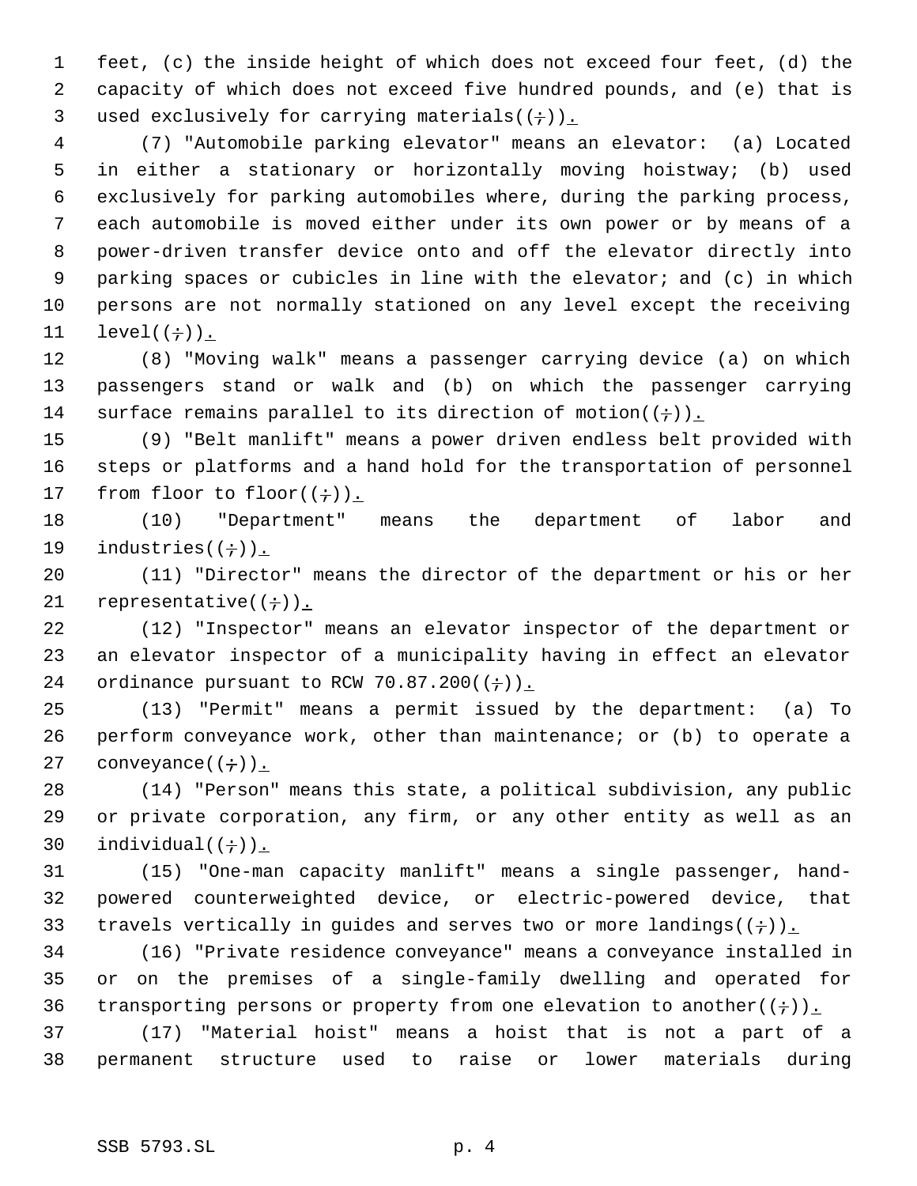feet, (c) the inside height of which does not exceed four feet, (d) the capacity of which does not exceed five hundred pounds, and (e) that is used exclusively for carrying materials((;)).

(7) "Automobile parking elevator" means an elevator: (a) Located in either a stationary or horizontally moving hoistway; (b) used exclusively for parking automobiles where, during the parking process, each automobile is moved either under its own power or by means of a power-driven transfer device onto and off the elevator directly into parking spaces or cubicles in line with the elevator; and (c) in which persons are not normally stationed on any level except the receiving level((;)).

(8) "Moving walk" means a passenger carrying device (a) on which passengers stand or walk and (b) on which the passenger carrying surface remains parallel to its direction of motion((;)).

(9) "Belt manlift" means a power driven endless belt provided with steps or platforms and a hand hold for the transportation of personnel from floor to floor((;)).

(10) "Department" means the department of labor and industries((;)).

(11) "Director" means the director of the department or his or her representative((;)).

(12) "Inspector" means an elevator inspector of the department or an elevator inspector of a municipality having in effect an elevator ordinance pursuant to RCW 70.87.200((;)).

(13) "Permit" means a permit issued by the department: (a) To perform conveyance work, other than maintenance; or (b) to operate a conveyance((;)).

(14) "Person" means this state, a political subdivision, any public or private corporation, any firm, or any other entity as well as an individual((;)).

(15) "One-man capacity manlift" means a single passenger, hand-powered counterweighted device, or electric-powered device, that travels vertically in guides and serves two or more landings((;)).

(16) "Private residence conveyance" means a conveyance installed in or on the premises of a single-family dwelling and operated for transporting persons or property from one elevation to another((;)).

(17) "Material hoist" means a hoist that is not a part of a permanent structure used to raise or lower materials during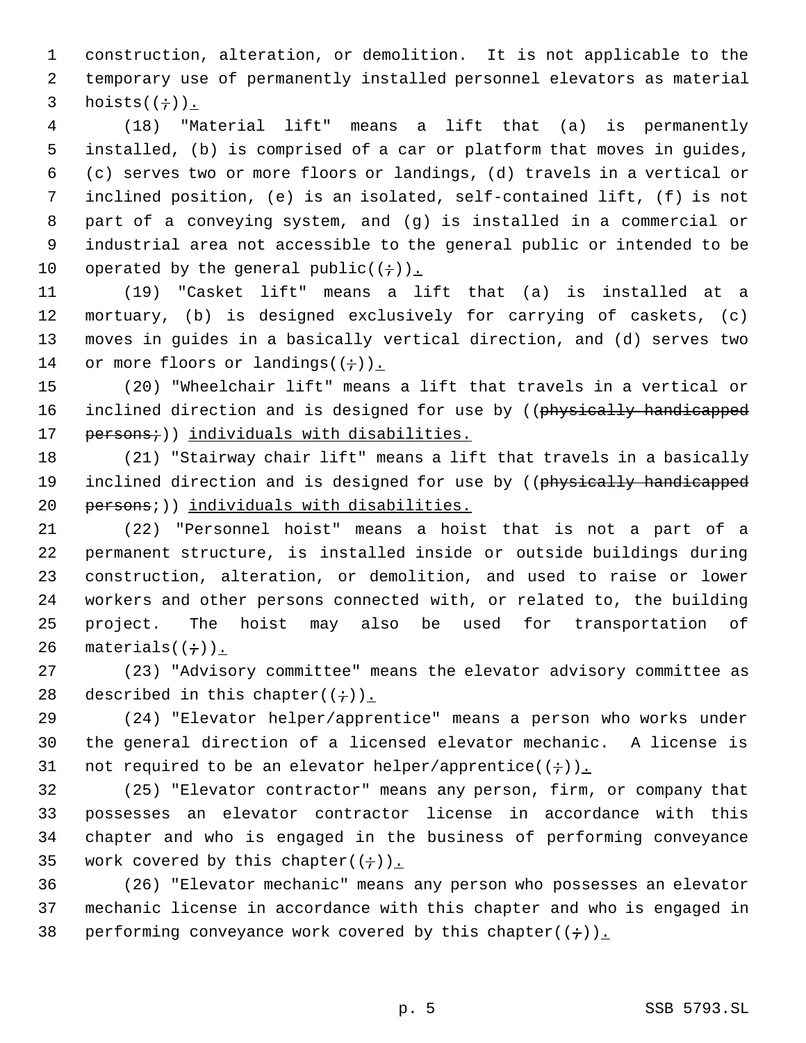construction, alteration, or demolition. It is not applicable to the temporary use of permanently installed personnel elevators as material hoists((;)).

(18) "Material lift" means a lift that (a) is permanently installed, (b) is comprised of a car or platform that moves in guides, (c) serves two or more floors or landings, (d) travels in a vertical or inclined position, (e) is an isolated, self-contained lift, (f) is not part of a conveying system, and (g) is installed in a commercial or industrial area not accessible to the general public or intended to be operated by the general public((;)).

(19) "Casket lift" means a lift that (a) is installed at a mortuary, (b) is designed exclusively for carrying of caskets, (c) moves in guides in a basically vertical direction, and (d) serves two or more floors or landings((;)).

(20) "Wheelchair lift" means a lift that travels in a vertical or inclined direction and is designed for use by ((~~physically handicapped persons;~~)) individuals with disabilities.

(21) "Stairway chair lift" means a lift that travels in a basically inclined direction and is designed for use by ((~~physically handicapped persons~~;)) individuals with disabilities.

(22) "Personnel hoist" means a hoist that is not a part of a permanent structure, is installed inside or outside buildings during construction, alteration, or demolition, and used to raise or lower workers and other persons connected with, or related to, the building project. The hoist may also be used for transportation of materials((;)).

(23) "Advisory committee" means the elevator advisory committee as described in this chapter((;)).

(24) "Elevator helper/apprentice" means a person who works under the general direction of a licensed elevator mechanic. A license is not required to be an elevator helper/apprentice((;)).

(25) "Elevator contractor" means any person, firm, or company that possesses an elevator contractor license in accordance with this chapter and who is engaged in the business of performing conveyance work covered by this chapter((;)).

(26) "Elevator mechanic" means any person who possesses an elevator mechanic license in accordance with this chapter and who is engaged in performing conveyance work covered by this chapter((;)).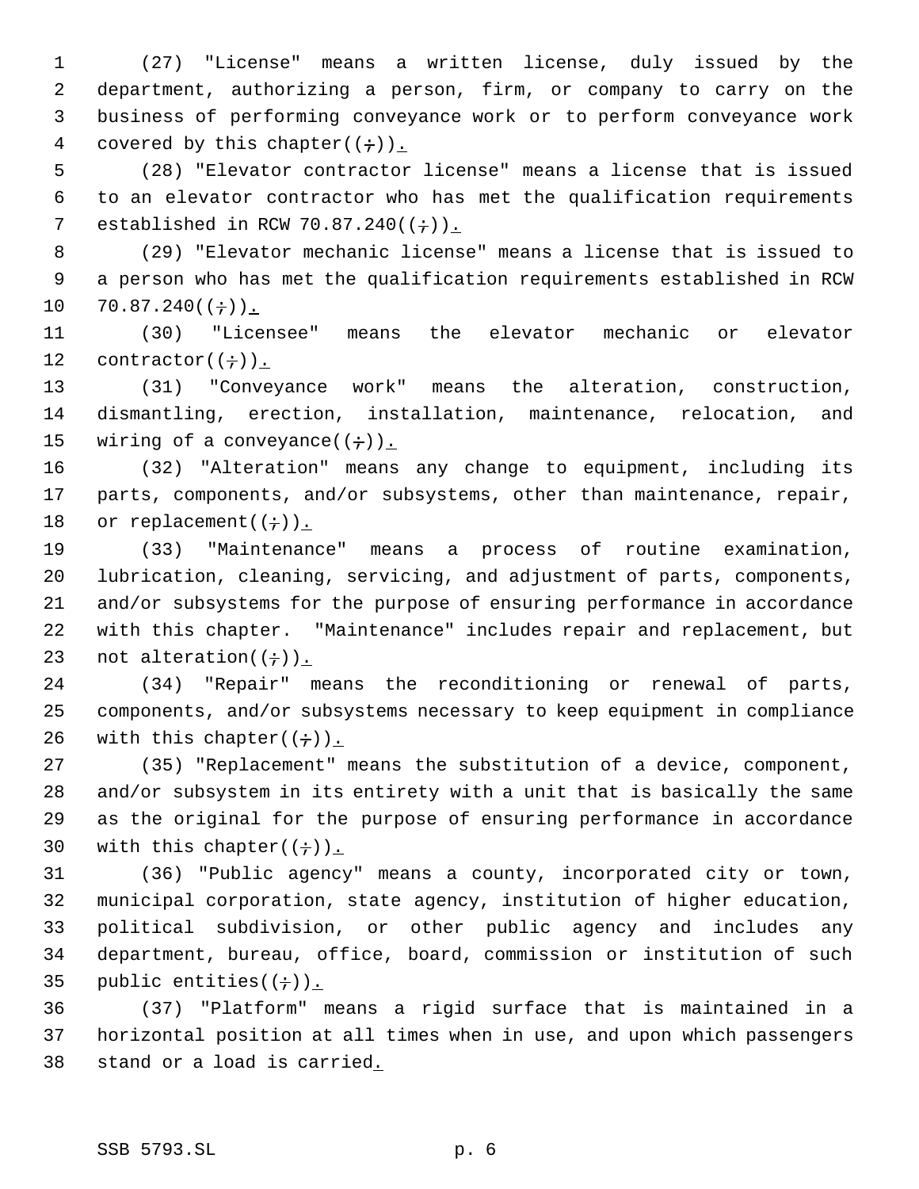(27) "License" means a written license, duly issued by the department, authorizing a person, firm, or company to carry on the business of performing conveyance work or to perform conveyance work covered by this chapter((;)).

(28) "Elevator contractor license" means a license that is issued to an elevator contractor who has met the qualification requirements established in RCW 70.87.240((;)).

(29) "Elevator mechanic license" means a license that is issued to a person who has met the qualification requirements established in RCW 70.87.240((;)).

(30) "Licensee" means the elevator mechanic or elevator contractor((;)).

(31) "Conveyance work" means the alteration, construction, dismantling, erection, installation, maintenance, relocation, and wiring of a conveyance((;)).

(32) "Alteration" means any change to equipment, including its parts, components, and/or subsystems, other than maintenance, repair, or replacement((;)).

(33) "Maintenance" means a process of routine examination, lubrication, cleaning, servicing, and adjustment of parts, components, and/or subsystems for the purpose of ensuring performance in accordance with this chapter. "Maintenance" includes repair and replacement, but not alteration((;)).

(34) "Repair" means the reconditioning or renewal of parts, components, and/or subsystems necessary to keep equipment in compliance with this chapter((;)).

(35) "Replacement" means the substitution of a device, component, and/or subsystem in its entirety with a unit that is basically the same as the original for the purpose of ensuring performance in accordance with this chapter((;)).

(36) "Public agency" means a county, incorporated city or town, municipal corporation, state agency, institution of higher education, political subdivision, or other public agency and includes any department, bureau, office, board, commission or institution of such public entities((;)).

(37) "Platform" means a rigid surface that is maintained in a horizontal position at all times when in use, and upon which passengers stand or a load is carried.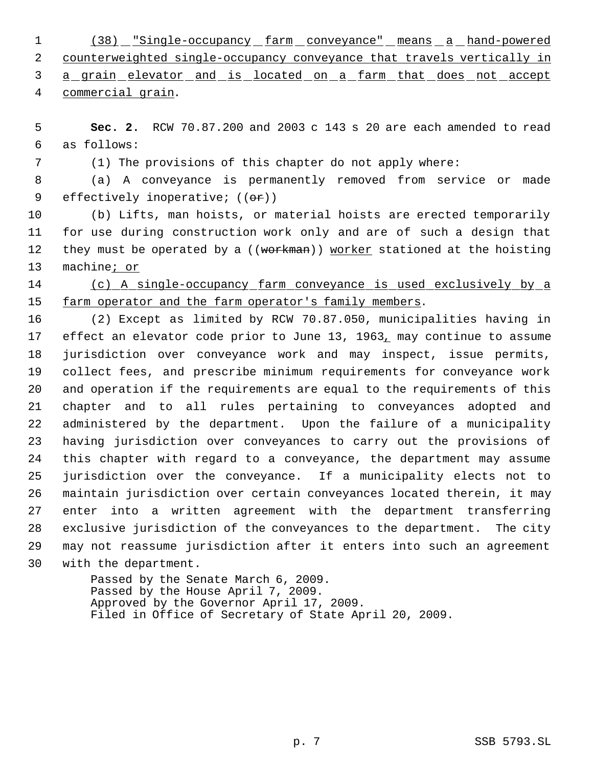(38) "Single-occupancy farm conveyance" means a hand-powered counterweighted single-occupancy conveyance that travels vertically in a grain elevator and is located on a farm that does not accept commercial grain.

**Sec. 2.** RCW 70.87.200 and 2003 c 143 s 20 are each amended to read as follows:

(1) The provisions of this chapter do not apply where:

(a) A conveyance is permanently removed from service or made effectively inoperative; ((~~or~~))

(b) Lifts, man hoists, or material hoists are erected temporarily for use during construction work only and are of such a design that they must be operated by a ((~~workman~~)) worker stationed at the hoisting machine; or

(c) A single-occupancy farm conveyance is used exclusively by a farm operator and the farm operator's family members.

(2) Except as limited by RCW 70.87.050, municipalities having in effect an elevator code prior to June 13, 1963, may continue to assume jurisdiction over conveyance work and may inspect, issue permits, collect fees, and prescribe minimum requirements for conveyance work and operation if the requirements are equal to the requirements of this chapter and to all rules pertaining to conveyances adopted and administered by the department. Upon the failure of a municipality having jurisdiction over conveyances to carry out the provisions of this chapter with regard to a conveyance, the department may assume jurisdiction over the conveyance. If a municipality elects not to maintain jurisdiction over certain conveyances located therein, it may enter into a written agreement with the department transferring exclusive jurisdiction of the conveyances to the department. The city may not reassume jurisdiction after it enters into such an agreement with the department.

Passed by the Senate March 6, 2009.
Passed by the House April 7, 2009.
Approved by the Governor April 17, 2009.
Filed in Office of Secretary of State April 20, 2009.